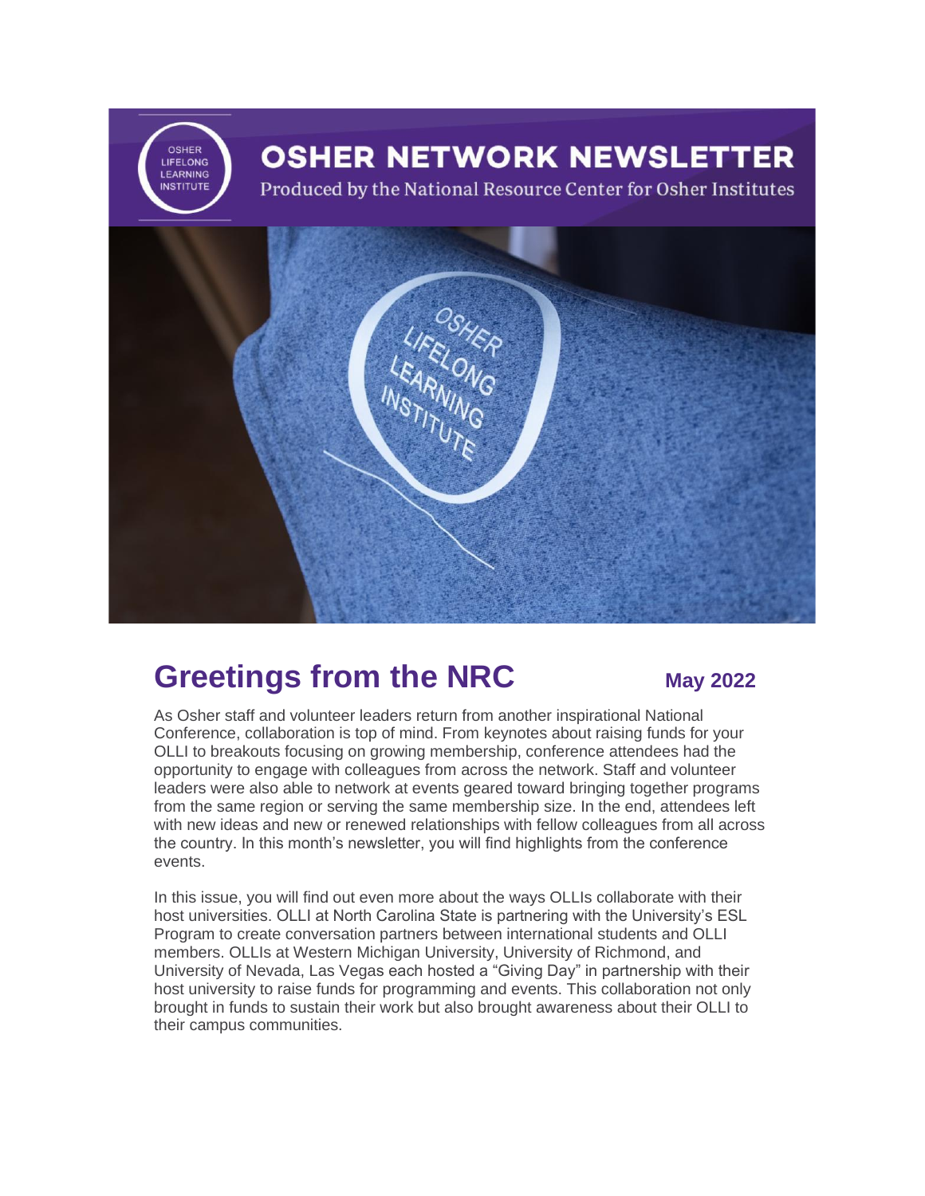# OSHER NETWORK NEWSLETTER

Produced by the National Resource Center for Osher Institutes

## Greetings from the NRC

**May 2022**

As Osher staff and volunteer leaders return from another inspirational National Conference, collaboration is top of mind. From keynotes about raising funds for your OLLI to breakouts focusing on growing membership, conference attendees had the opportunity to engage with colleagues from across the network. Staff and volunteer leaders were also able to network at events geared toward bringing together programs from the same region or serving the same membership size. In the end, attendees left with new ideas and new or renewed relationships with fellow colleagues from all across the country. In this month's newsletter, you will find highlights from the conference events.

In this issue, you will find out even more about the ways OLLIs collaborate with their host universities. OLLI at North Carolina State is partnering with the University's ESL Program to create conversation partners between international students and OLLI members. OLLIs at Western Michigan University, University of Richmond, and University of Nevada, Las Vegas each hosted a "Giving Day" in partnership with their host university to raise funds for programming and events. This collaboration not only brought in funds to sustain their work but also brought awareness about their OLLI to their campus communities.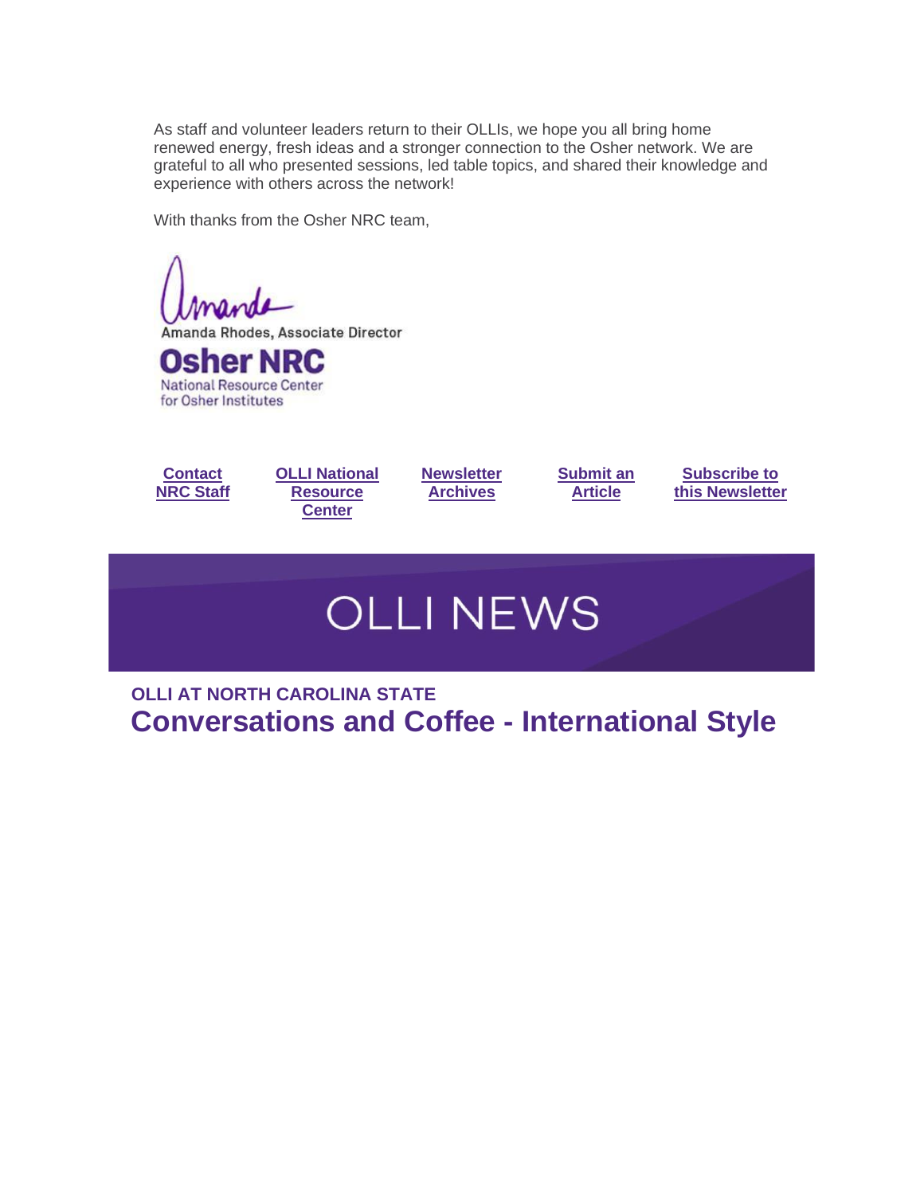As staff and volunteer leaders return to their OLLIs, we hope you all bring home renewed energy, fresh ideas and a stronger connection to the Osher network. We are grateful to all who presented sessions, led table topics, and shared their knowledge and experience with others across the network!

With thanks from the Osher NRC team,

Amanda

Amanda Rhodes, Associate Director

**Osher NRC**

National Resource Center for Osher Institutes

**Contact NRC Staff** | **OLLI National Resource Center** | **Newsletter Archives** | **Submit an Article** | **Subscribe to this Newsletter**

# OLLI NEWS

### OLLI AT NORTH CAROLINA STATE

## Conversations and Coffee - International Style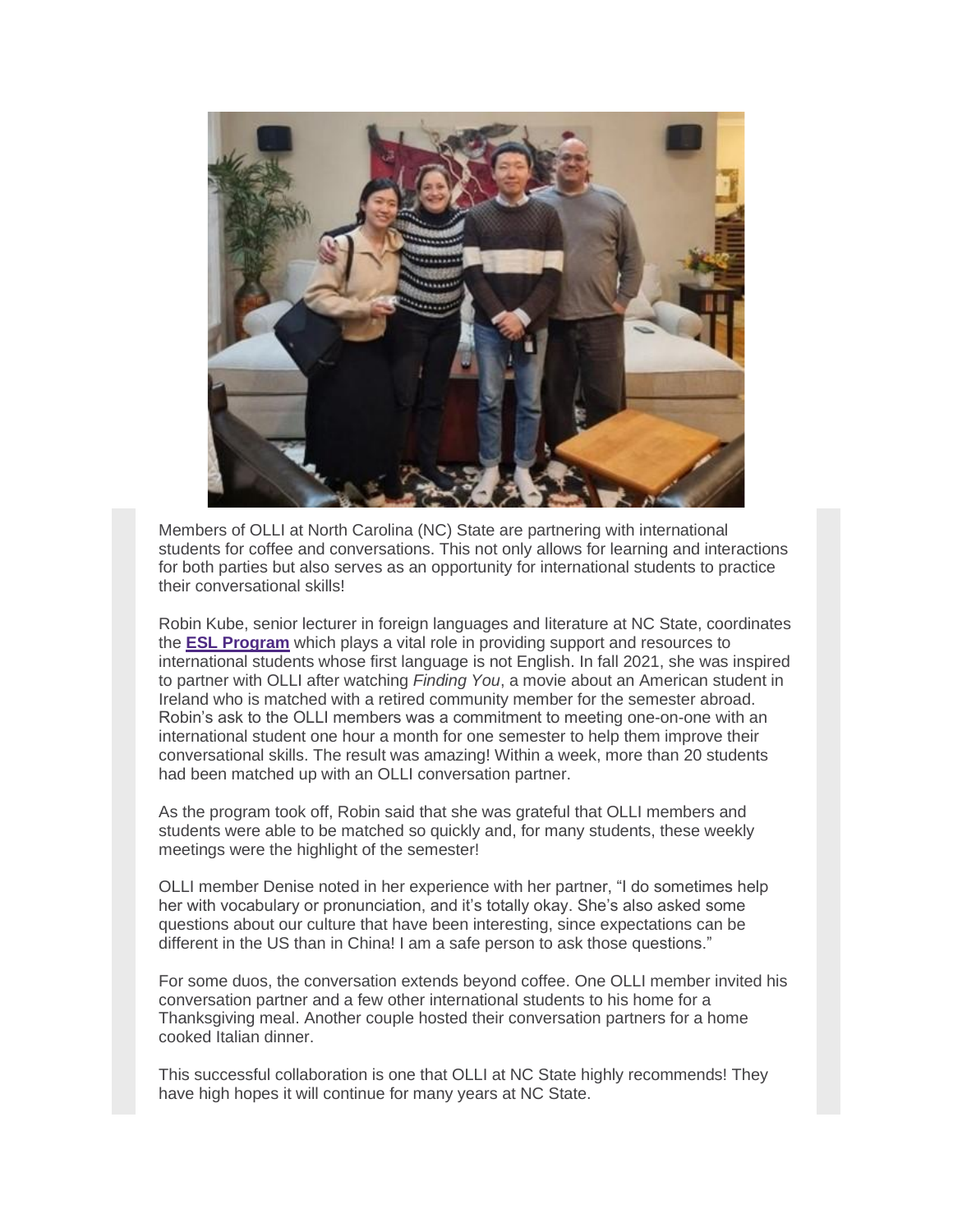Members of OLLI at North Carolina (NC) State are partnering with international students for coffee and conversations. This not only allows for learning and interactions for both parties but also serves as an opportunity for international students to practice their conversational skills!

Robin Kube, senior lecturer in foreign languages and literature at NC State, coordinates the **ESL Program** which plays a vital role in providing support and resources to international students whose first language is not English. In fall 2021, she was inspired to partner with OLLI after watching *Finding You*, a movie about an American student in Ireland who is matched with a retired community member for the semester abroad. Robin's ask to the OLLI members was a commitment to meeting one-on-one with an international student one hour a month for one semester to help them improve their conversational skills. The result was amazing! Within a week, more than 20 students had been matched up with an OLLI conversation partner.

As the program took off, Robin said that she was grateful that OLLI members and students were able to be matched so quickly and, for many students, these weekly meetings were the highlight of the semester!

OLLI member Denise noted in her experience with her partner, "I do sometimes help her with vocabulary or pronunciation, and it's totally okay. She's also asked some questions about our culture that have been interesting, since expectations can be different in the US than in China! I am a safe person to ask those questions."

For some duos, the conversation extends beyond coffee. One OLLI member invited his conversation partner and a few other international students to his home for a Thanksgiving meal. Another couple hosted their conversation partners for a home cooked Italian dinner.

This successful collaboration is one that OLLI at NC State highly recommends! They have high hopes it will continue for many years at NC State.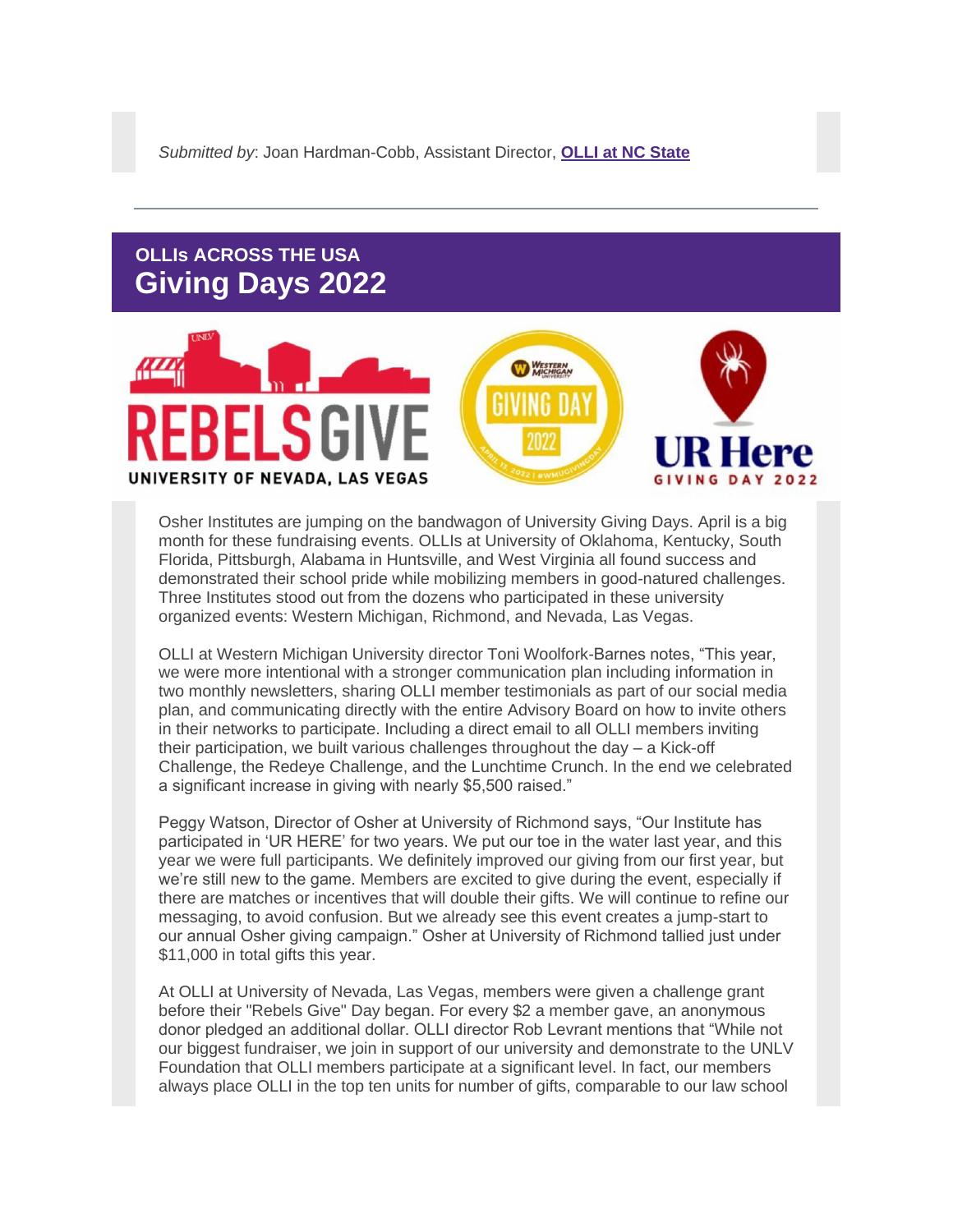*Submitted by*: Joan Hardman-Cobb, Assistant Director, **OLLI at NC State**

---

**OLLIs ACROSS THE USA**

## Giving Days 2022

Osher Institutes are jumping on the bandwagon of University Giving Days. April is a big month for these fundraising events. OLLIs at University of Oklahoma, Kentucky, South Florida, Pittsburgh, Alabama in Huntsville, and West Virginia all found success and demonstrated their school pride while mobilizing members in good-natured challenges. Three Institutes stood out from the dozens who participated in these university organized events: Western Michigan, Richmond, and Nevada, Las Vegas.

OLLI at Western Michigan University director Toni Woolfork-Barnes notes, "This year, we were more intentional with a stronger communication plan including information in two monthly newsletters, sharing OLLI member testimonials as part of our social media plan, and communicating directly with the entire Advisory Board on how to invite others in their networks to participate. Including a direct email to all OLLI members inviting their participation, we built various challenges throughout the day – a Kick-off Challenge, the Redeye Challenge, and the Lunchtime Crunch. In the end we celebrated a significant increase in giving with nearly $5,500 raised."

Peggy Watson, Director of Osher at University of Richmond says, "Our Institute has participated in 'UR HERE' for two years. We put our toe in the water last year, and this year we were full participants. We definitely improved our giving from our first year, but we're still new to the game. Members are excited to give during the event, especially if there are matches or incentives that will double their gifts. We will continue to refine our messaging, to avoid confusion. But we already see this event creates a jump-start to our annual Osher giving campaign." Osher at University of Richmond tallied just under $11,000 in total gifts this year.

At OLLI at University of Nevada, Las Vegas, members were given a challenge grant before their "Rebels Give" Day began. For every $2 a member gave, an anonymous donor pledged an additional dollar. OLLI director Rob Levrant mentions that "While not our biggest fundraiser, we join in support of our university and demonstrate to the UNLV Foundation that OLLI members participate at a significant level. In fact, our members always place OLLI in the top ten units for number of gifts, comparable to our law school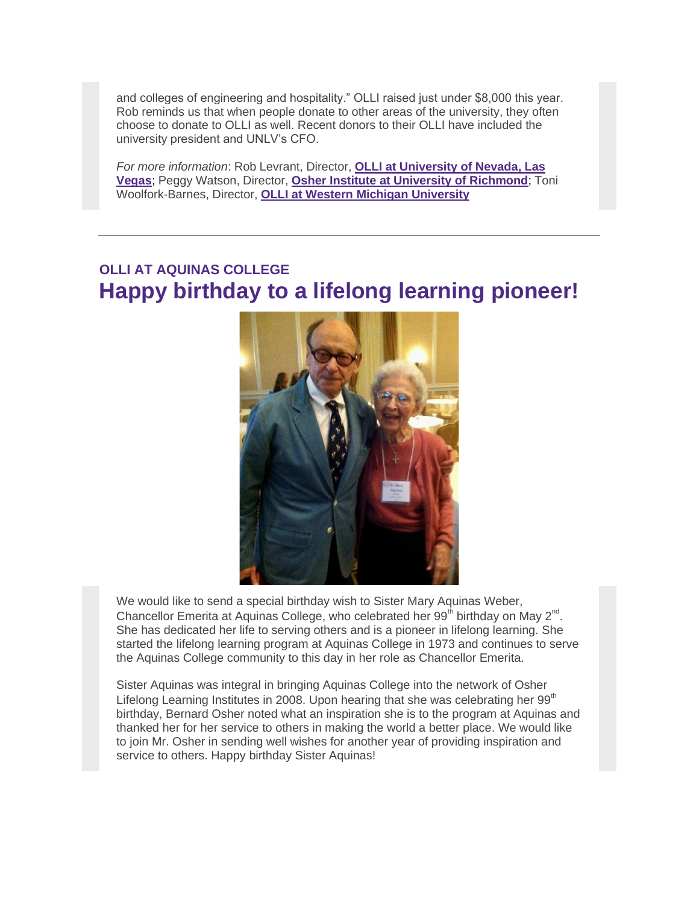and colleges of engineering and hospitality." OLLI raised just under $8,000 this year. Rob reminds us that when people donate to other areas of the university, they often choose to donate to OLLI as well. Recent donors to their OLLI have included the university president and UNLV's CFO.

*For more information*: Rob Levrant, Director, **OLLI at University of Nevada, Las Vegas**; Peggy Watson, Director, **Osher Institute at University of Richmond**; Toni Woolfork-Barnes, Director, **OLLI at Western Michigan University**

---

### OLLI AT AQUINAS COLLEGE

## Happy birthday to a lifelong learning pioneer!

We would like to send a special birthday wish to Sister Mary Aquinas Weber, Chancellor Emerita at Aquinas College, who celebrated her 99th birthday on May 2nd. She has dedicated her life to serving others and is a pioneer in lifelong learning. She started the lifelong learning program at Aquinas College in 1973 and continues to serve the Aquinas College community to this day in her role as Chancellor Emerita.

Sister Aquinas was integral in bringing Aquinas College into the network of Osher Lifelong Learning Institutes in 2008. Upon hearing that she was celebrating her 99th birthday, Bernard Osher noted what an inspiration she is to the program at Aquinas and thanked her for her service to others in making the world a better place. We would like to join Mr. Osher in sending well wishes for another year of providing inspiration and service to others. Happy birthday Sister Aquinas!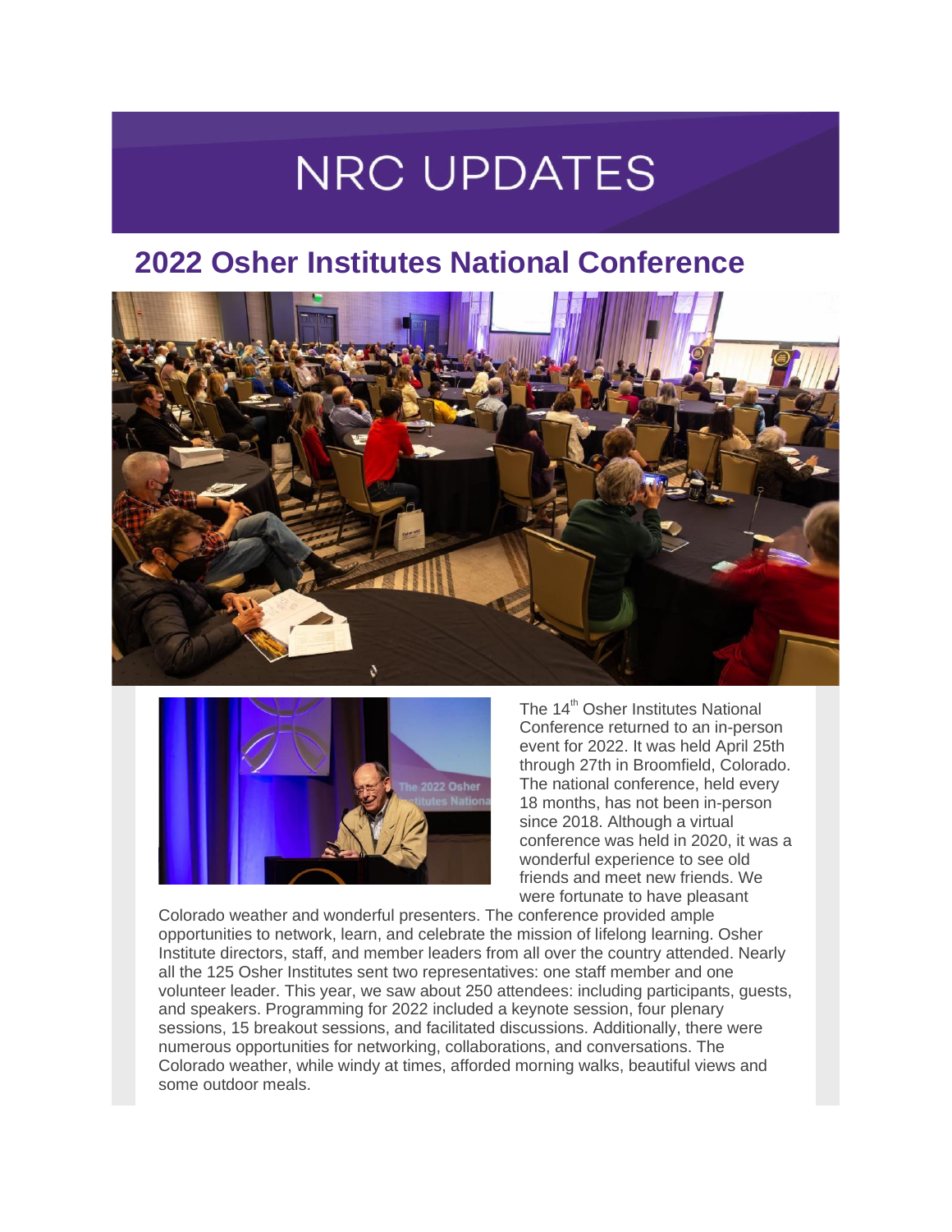# NRC UPDATES

## 2022 Osher Institutes National Conference

The 14th Osher Institutes National Conference returned to an in-person event for 2022. It was held April 25th through 27th in Broomfield, Colorado. The national conference, held every 18 months, has not been in-person since 2018. Although a virtual conference was held in 2020, it was a wonderful experience to see old friends and meet new friends. We were fortunate to have pleasant Colorado weather and wonderful presenters. The conference provided ample opportunities to network, learn, and celebrate the mission of lifelong learning. Osher Institute directors, staff, and member leaders from all over the country attended. Nearly all the 125 Osher Institutes sent two representatives: one staff member and one volunteer leader. This year, we saw about 250 attendees: including participants, guests, and speakers. Programming for 2022 included a keynote session, four plenary sessions, 15 breakout sessions, and facilitated discussions. Additionally, there were numerous opportunities for networking, collaborations, and conversations. The Colorado weather, while windy at times, afforded morning walks, beautiful views and some outdoor meals.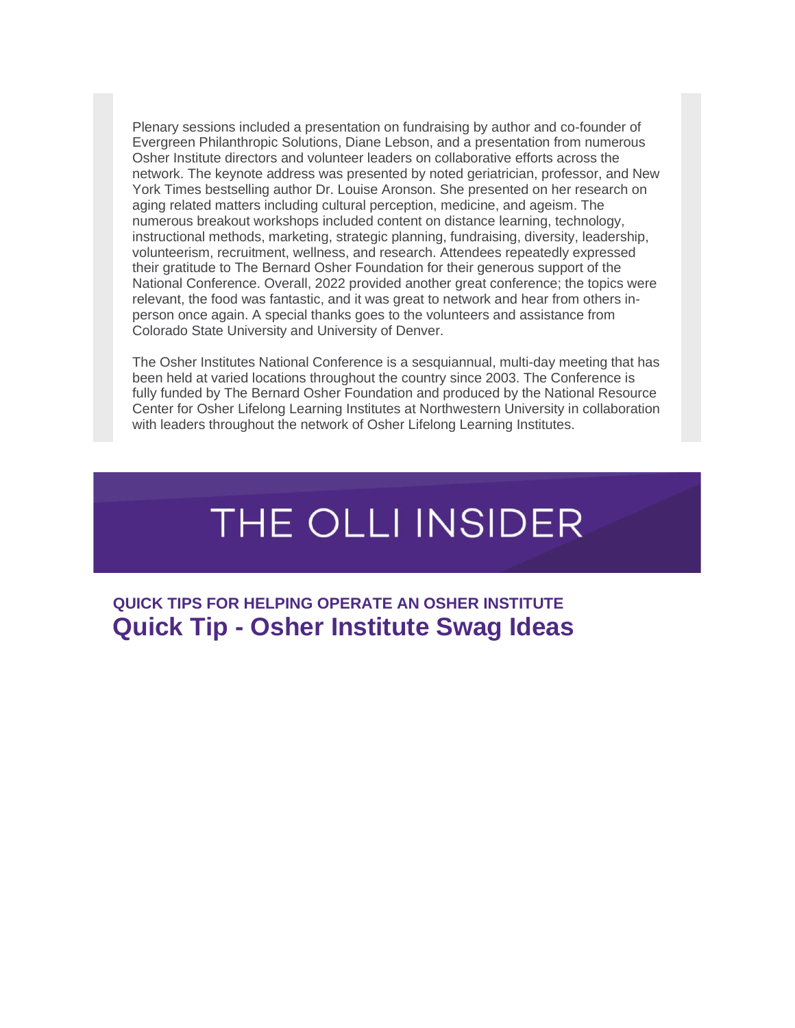Plenary sessions included a presentation on fundraising by author and co-founder of Evergreen Philanthropic Solutions, Diane Lebson, and a presentation from numerous Osher Institute directors and volunteer leaders on collaborative efforts across the network. The keynote address was presented by noted geriatrician, professor, and New York Times bestselling author Dr. Louise Aronson. She presented on her research on aging related matters including cultural perception, medicine, and ageism. The numerous breakout workshops included content on distance learning, technology, instructional methods, marketing, strategic planning, fundraising, diversity, leadership, volunteerism, recruitment, wellness, and research. Attendees repeatedly expressed their gratitude to The Bernard Osher Foundation for their generous support of the National Conference. Overall, 2022 provided another great conference; the topics were relevant, the food was fantastic, and it was great to network and hear from others in-person once again. A special thanks goes to the volunteers and assistance from Colorado State University and University of Denver.

The Osher Institutes National Conference is a sesquiannual, multi-day meeting that has been held at varied locations throughout the country since 2003. The Conference is fully funded by The Bernard Osher Foundation and produced by the National Resource Center for Osher Lifelong Learning Institutes at Northwestern University in collaboration with leaders throughout the network of Osher Lifelong Learning Institutes.

# THE OLLI INSIDER

### QUICK TIPS FOR HELPING OPERATE AN OSHER INSTITUTE

## Quick Tip - Osher Institute Swag Ideas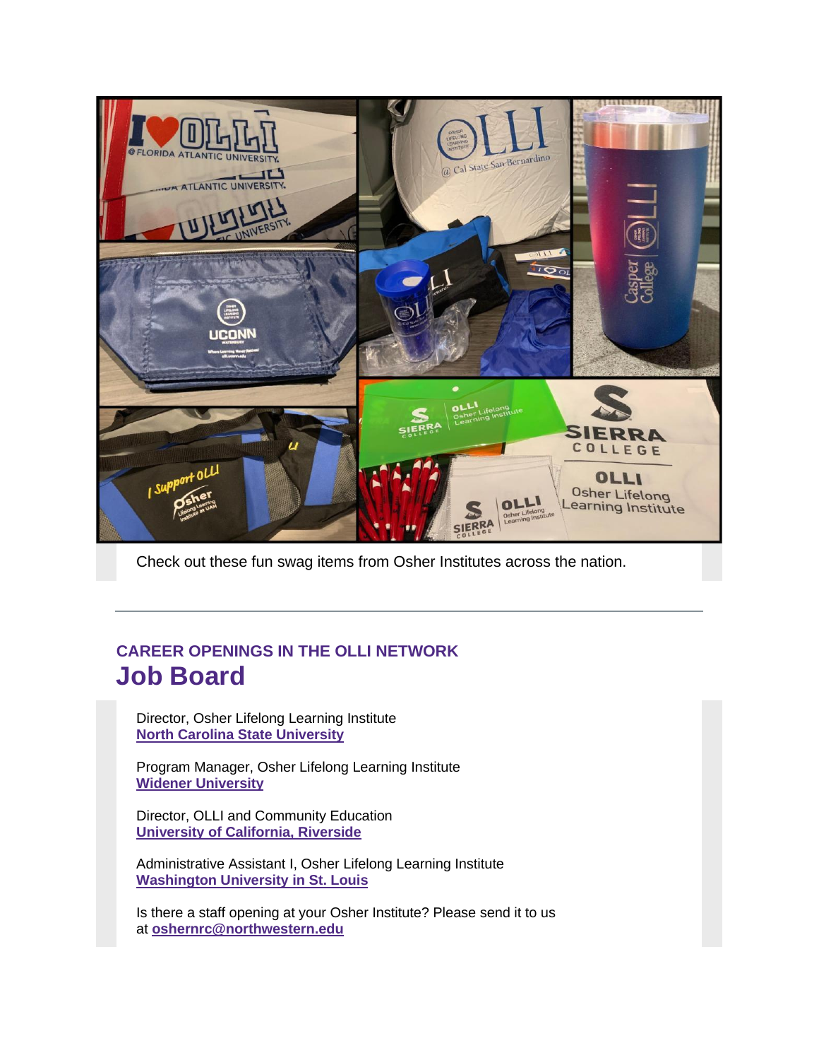Check out these fun swag items from Osher Institutes across the nation.

---

### CAREER OPENINGS IN THE OLLI NETWORK

# Job Board

Director, Osher Lifelong Learning Institute
**North Carolina State University**

Program Manager, Osher Lifelong Learning Institute
**Widener University**

Director, OLLI and Community Education
**University of California, Riverside**

Administrative Assistant I, Osher Lifelong Learning Institute
**Washington University in St. Louis**

Is there a staff opening at your Osher Institute? Please send it to us at **oshernrc@northwestern.edu**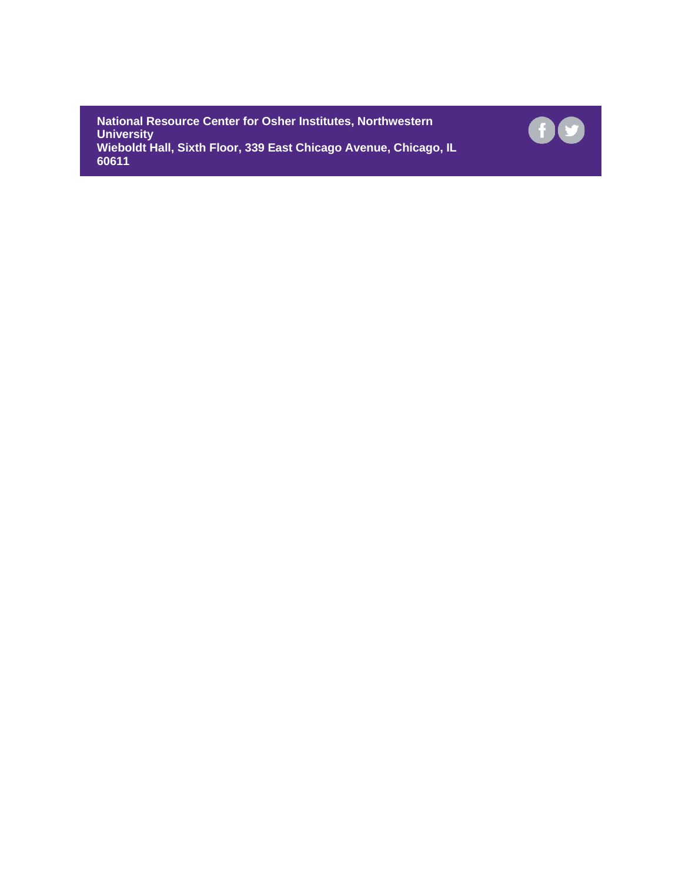**National Resource Center for Osher Institutes, Northwestern University**
**Wieboldt Hall, Sixth Floor, 339 East Chicago Avenue, Chicago, IL 60611**